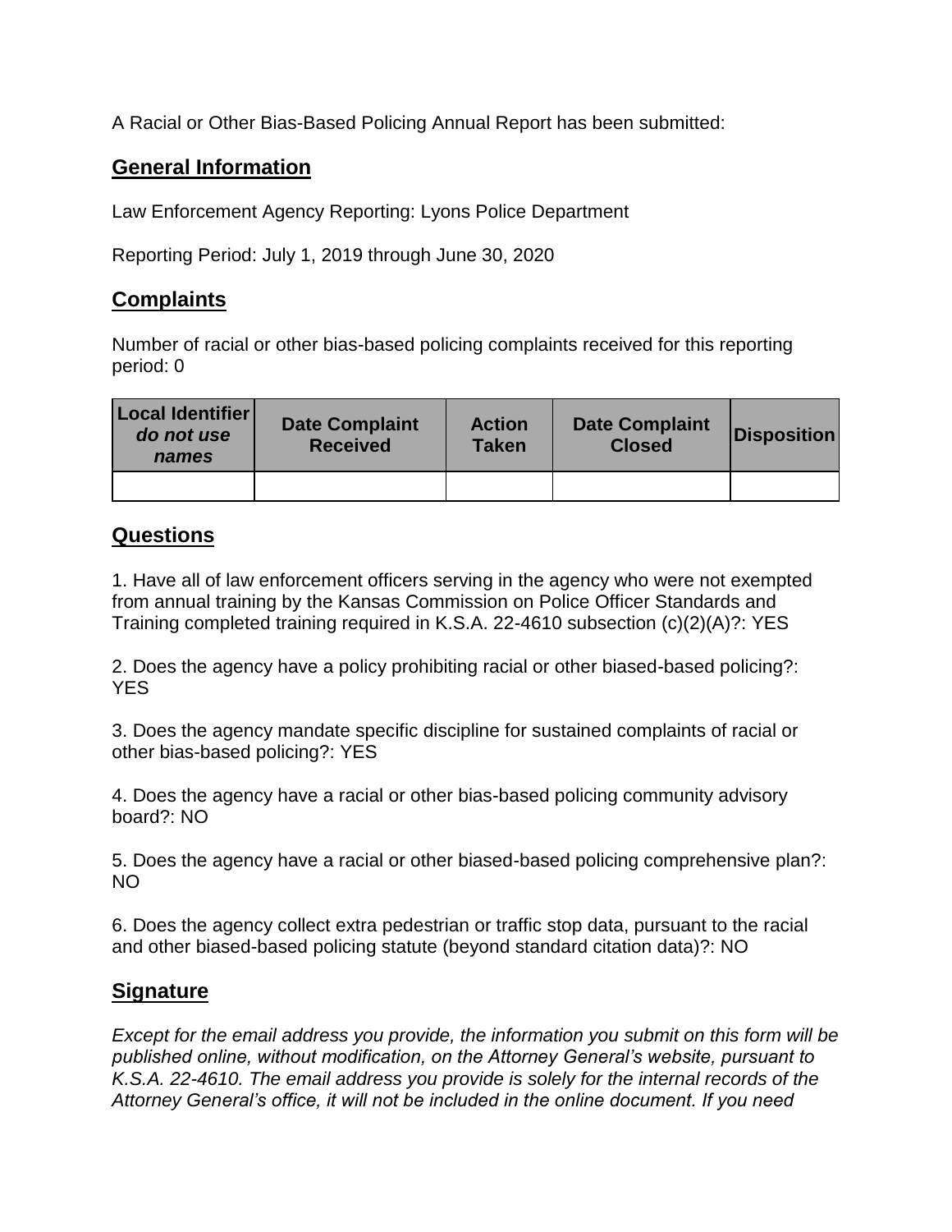A Racial or Other Bias-Based Policing Annual Report has been submitted:

## General Information

Law Enforcement Agency Reporting: Lyons Police Department

Reporting Period: July 1, 2019 through June 30, 2020

## Complaints

Number of racial or other bias-based policing complaints received for this reporting period: 0

| Local Identifier *do not use names* | Date Complaint Received | Action Taken | Date Complaint Closed | Disposition |
|---|---|---|---|---|
| | | | | |

## Questions

1. Have all of law enforcement officers serving in the agency who were not exempted from annual training by the Kansas Commission on Police Officer Standards and Training completed training required in K.S.A. 22-4610 subsection (c)(2)(A)?: YES

2. Does the agency have a policy prohibiting racial or other biased-based policing?: YES

3. Does the agency mandate specific discipline for sustained complaints of racial or other bias-based policing?: YES

4. Does the agency have a racial or other bias-based policing community advisory board?: NO

5. Does the agency have a racial or other biased-based policing comprehensive plan?: NO

6. Does the agency collect extra pedestrian or traffic stop data, pursuant to the racial and other biased-based policing statute (beyond standard citation data)?: NO

## Signature

*Except for the email address you provide, the information you submit on this form will be published online, without modification, on the Attorney General's website, pursuant to K.S.A. 22-4610. The email address you provide is solely for the internal records of the Attorney General's office, it will not be included in the online document. If you need*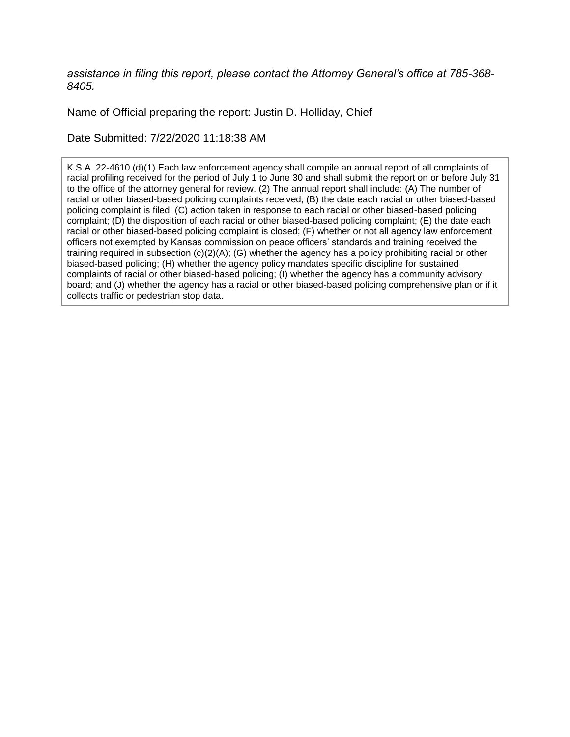*assistance in filing this report, please contact the Attorney General's office at 785-368-8405.*

Name of Official preparing the report: Justin D. Holliday, Chief

Date Submitted: 7/22/2020 11:18:38 AM

K.S.A. 22-4610 (d)(1) Each law enforcement agency shall compile an annual report of all complaints of racial profiling received for the period of July 1 to June 30 and shall submit the report on or before July 31 to the office of the attorney general for review. (2) The annual report shall include: (A) The number of racial or other biased-based policing complaints received; (B) the date each racial or other biased-based policing complaint is filed; (C) action taken in response to each racial or other biased-based policing complaint; (D) the disposition of each racial or other biased-based policing complaint; (E) the date each racial or other biased-based policing complaint is closed; (F) whether or not all agency law enforcement officers not exempted by Kansas commission on peace officers' standards and training received the training required in subsection (c)(2)(A); (G) whether the agency has a policy prohibiting racial or other biased-based policing; (H) whether the agency policy mandates specific discipline for sustained complaints of racial or other biased-based policing; (I) whether the agency has a community advisory board; and (J) whether the agency has a racial or other biased-based policing comprehensive plan or if it collects traffic or pedestrian stop data.